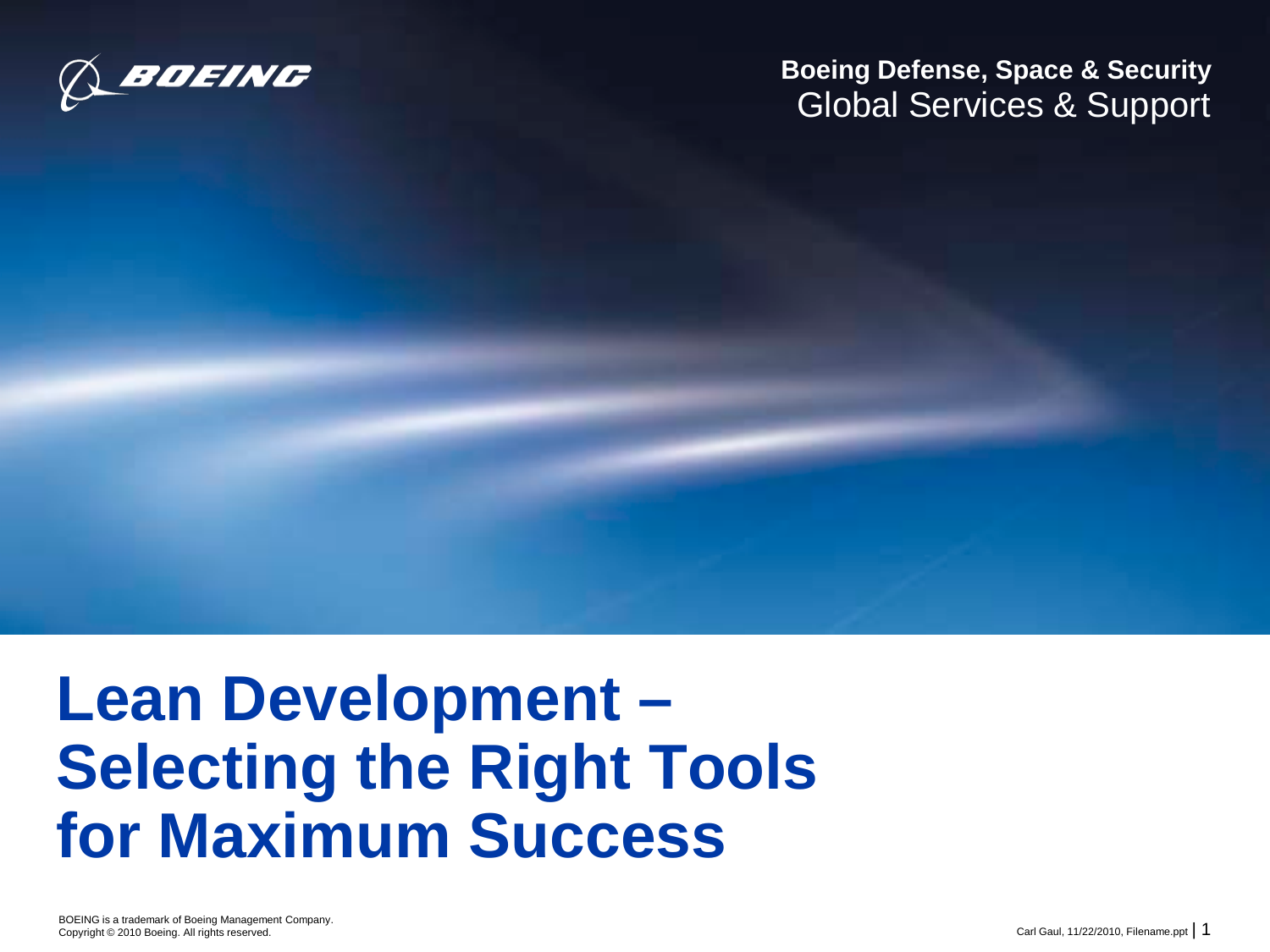Boeing Defense, Space & Security
Global Services & Support

# Lean Development – Selecting the Right Tools for Maximum Success

BOEING is a trademark of Boeing Management Company.
Copyright © 2010 Boeing. All rights reserved.

Carl Gaul, 11/22/2010, Filename.ppt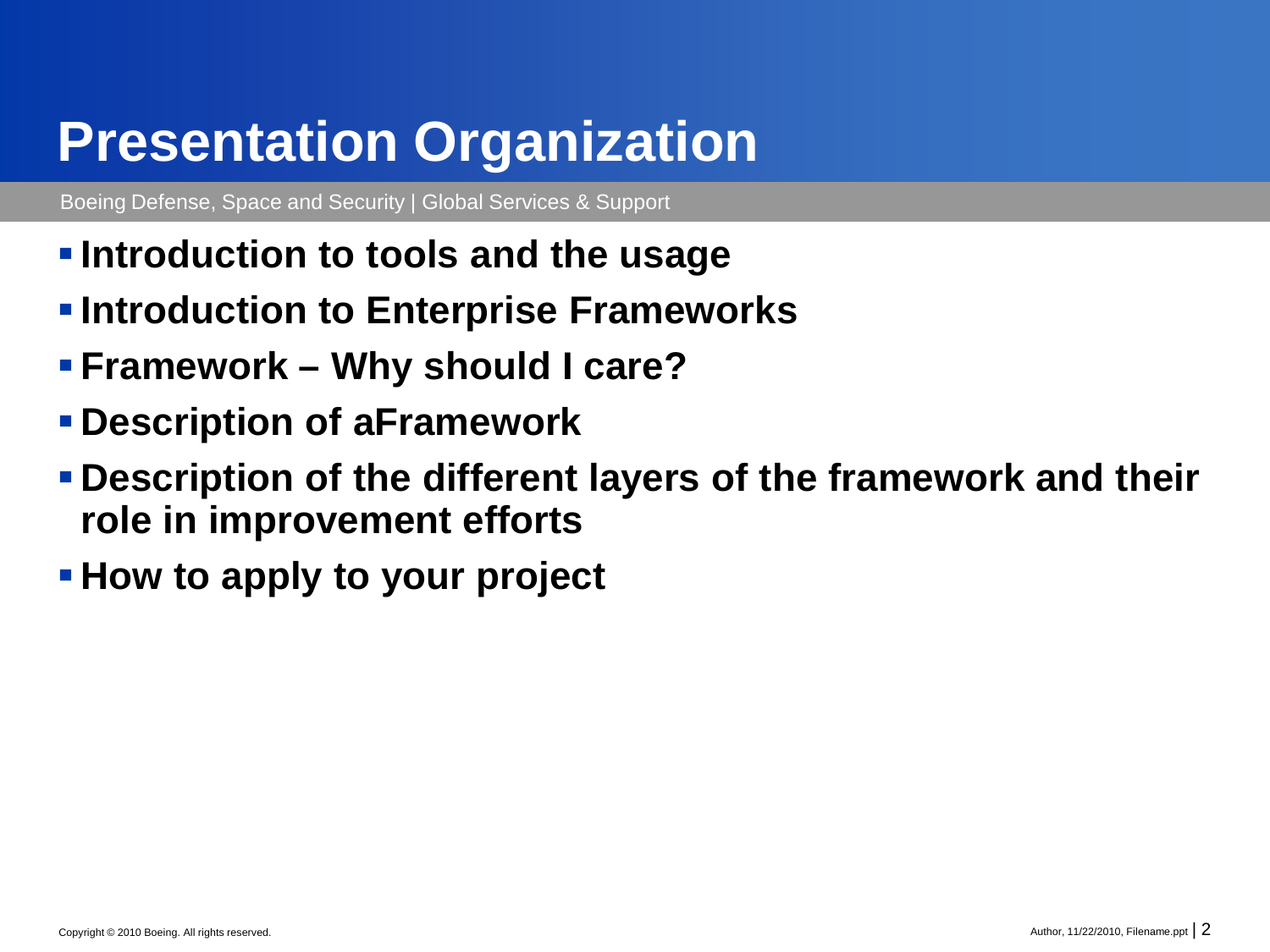# Presentation Organization

Boeing Defense, Space and Security | Global Services & Support

- **Introduction to tools and the usage**
- **Introduction to Enterprise Frameworks**
- **Framework – Why should I care?**
- **Description of aFramework**
- **Description of the different layers of the framework and their role in improvement efforts**
- **How to apply to your project**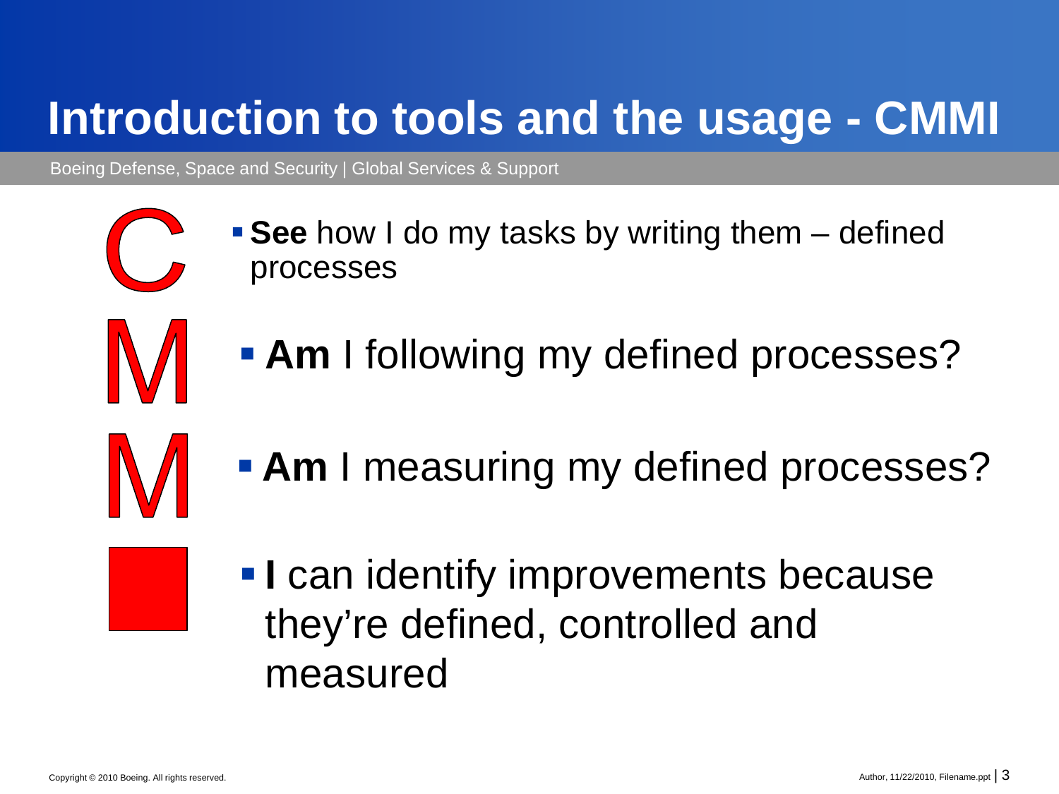# Introduction to tools and the usage - CMMI

Boeing Defense, Space and Security | Global Services & Support

C

- **See** how I do my tasks by writing them – defined processes

M

- **Am** I following my defined processes?

M

- **Am** I measuring my defined processes?

- **I** can identify improvements because they're defined, controlled and measured

Copyright © 2010 Boeing. All rights reserved.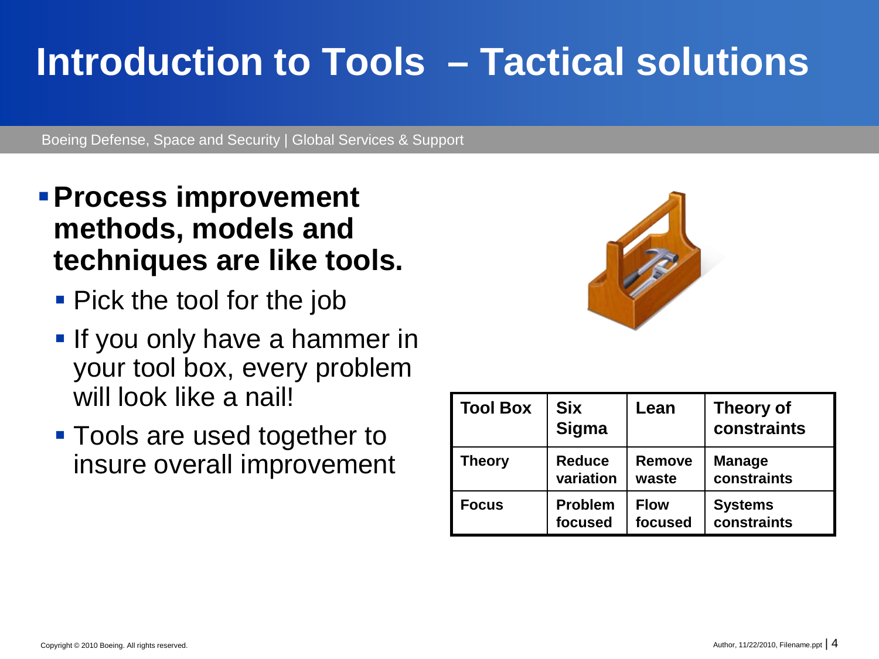# Introduction to Tools – Tactical solutions

- **Process improvement methods, models and techniques are like tools.**
  - Pick the tool for the job
  - If you only have a hammer in your tool box, every problem will look like a nail!
  - Tools are used together to insure overall improvement

| Tool Box | Six Sigma | Lean | Theory of constraints |
|---|---|---|---|
| Theory | Reduce variation | Remove waste | Manage constraints |
| Focus | Problem focused | Flow focused | Systems constraints |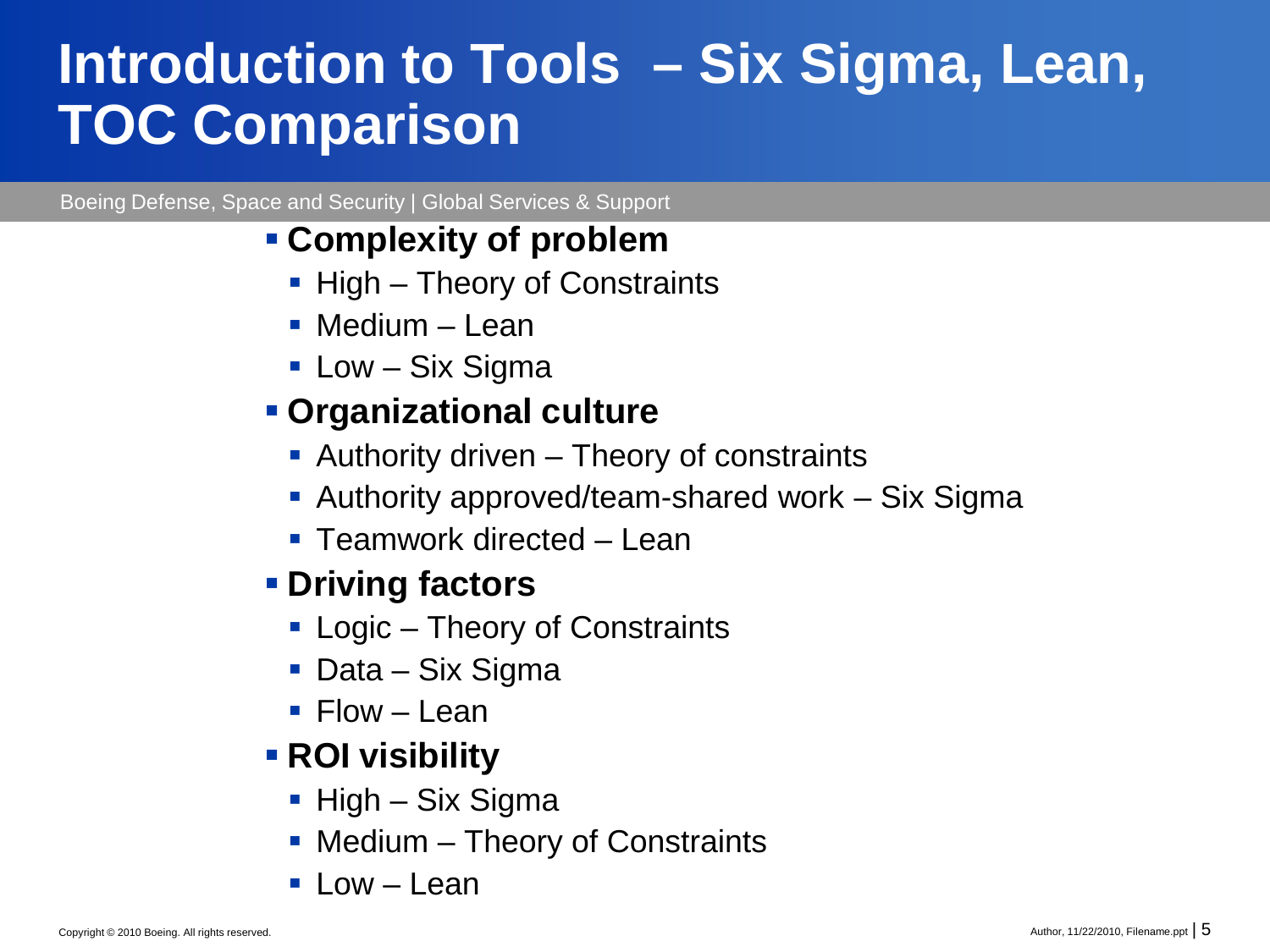# Introduction to Tools – Six Sigma, Lean, TOC Comparison

Boeing Defense, Space and Security | Global Services & Support

- **Complexity of problem**
  - High – Theory of Constraints
  - Medium – Lean
  - Low – Six Sigma
- **Organizational culture**
  - Authority driven – Theory of constraints
  - Authority approved/team-shared work – Six Sigma
  - Teamwork directed – Lean
- **Driving factors**
  - Logic – Theory of Constraints
  - Data – Six Sigma
  - Flow – Lean
- **ROI visibility**
  - High – Six Sigma
  - Medium – Theory of Constraints
  - Low – Lean

Copyright © 2010 Boeing. All rights reserved.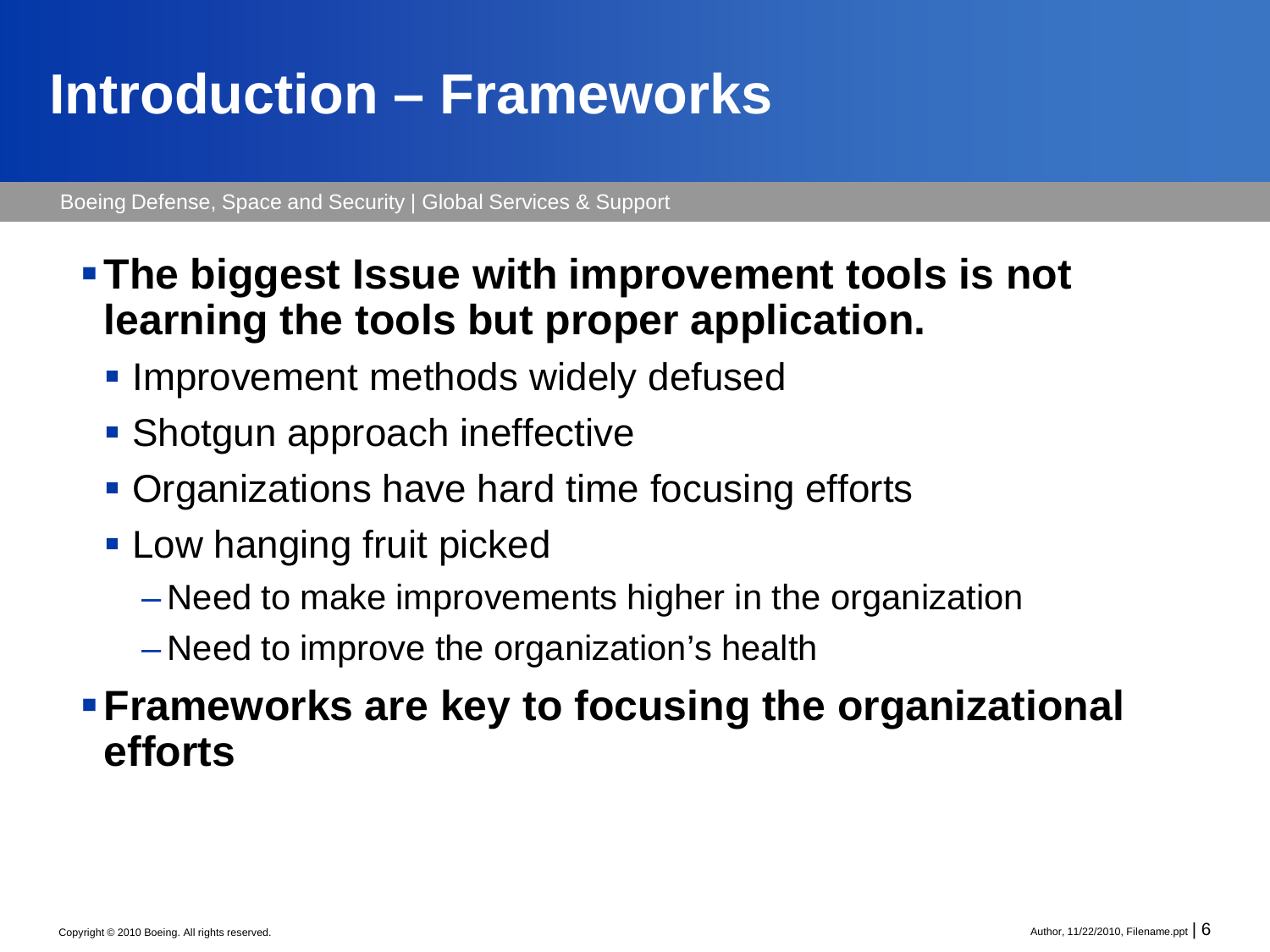# Introduction – Frameworks

Boeing Defense, Space and Security | Global Services & Support

- **The biggest Issue with improvement tools is not learning the tools but proper application.**
  - Improvement methods widely defused
  - Shotgun approach ineffective
  - Organizations have hard time focusing efforts
  - Low hanging fruit picked
    - Need to make improvements higher in the organization
    - Need to improve the organization's health
- **Frameworks are key to focusing the organizational efforts**

Copyright © 2010 Boeing. All rights reserved.

Author, 11/22/2010, Filename.ppt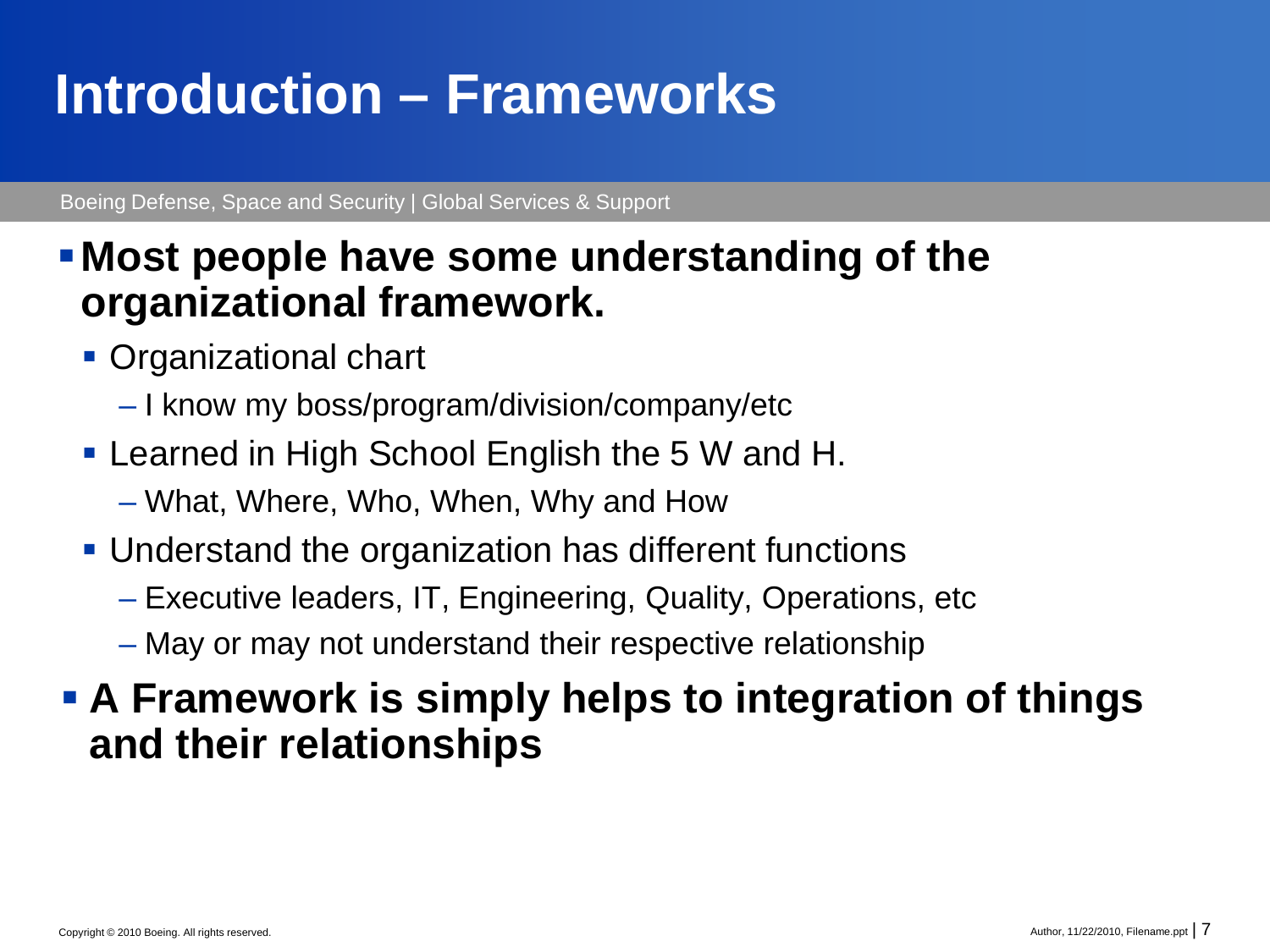# Introduction – Frameworks

- **Most people have some understanding of the organizational framework.**
  - Organizational chart
    - I know my boss/program/division/company/etc
  - Learned in High School English the 5 W and H.
    - What, Where, Who, When, Why and How
  - Understand the organization has different functions
    - Executive leaders, IT, Engineering, Quality, Operations, etc
    - May or may not understand their respective relationship
- **A Framework is simply helps to integration of things and their relationships**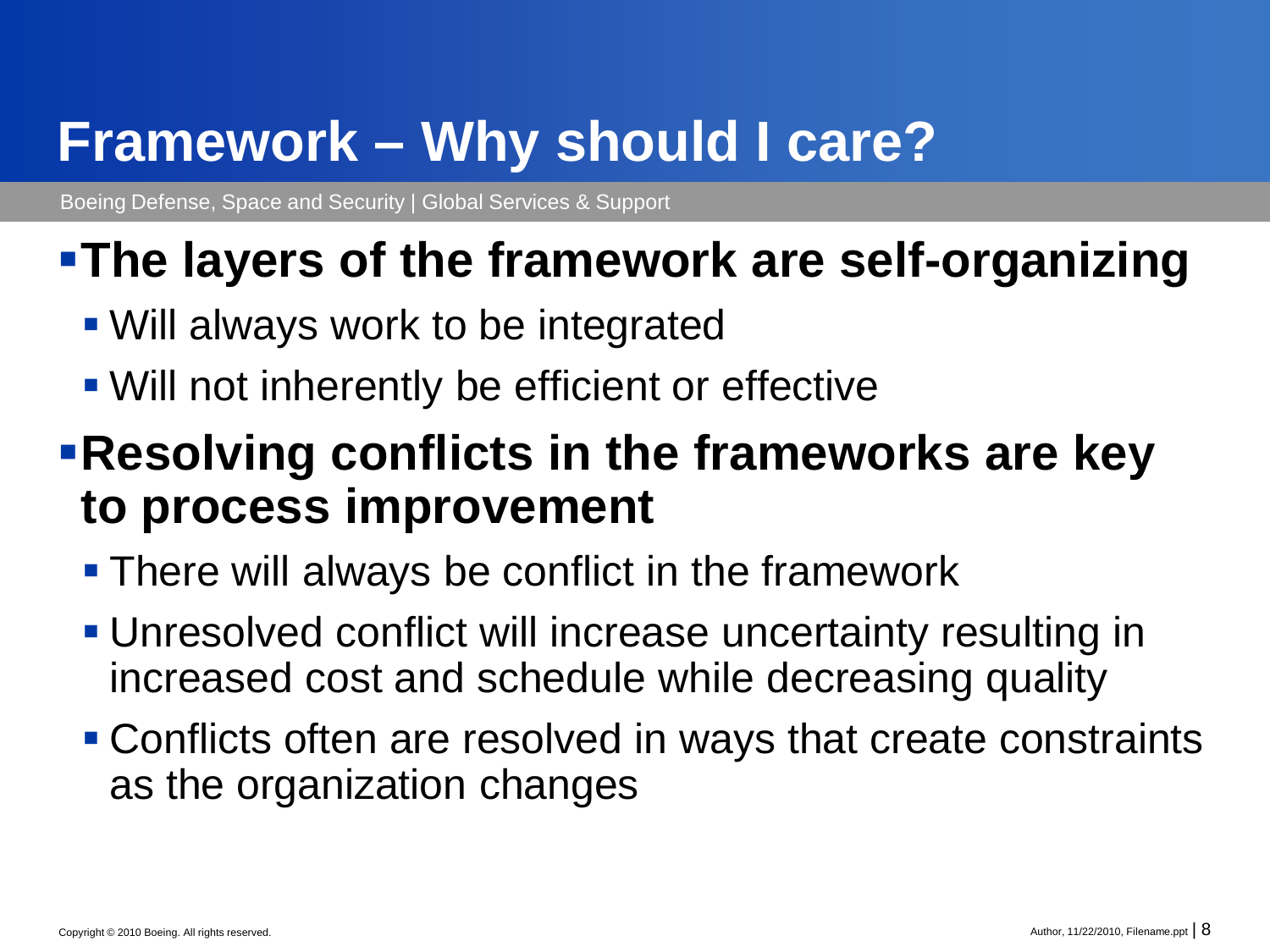# Framework – Why should I care?

Boeing Defense, Space and Security | Global Services & Support

- **The layers of the framework are self-organizing**
  - Will always work to be integrated
  - Will not inherently be efficient or effective
- **Resolving conflicts in the frameworks are key to process improvement**
  - There will always be conflict in the framework
  - Unresolved conflict will increase uncertainty resulting in increased cost and schedule while decreasing quality
  - Conflicts often are resolved in ways that create constraints as the organization changes

Copyright © 2010 Boeing. All rights reserved.

Author, 11/22/2010, Filename.ppt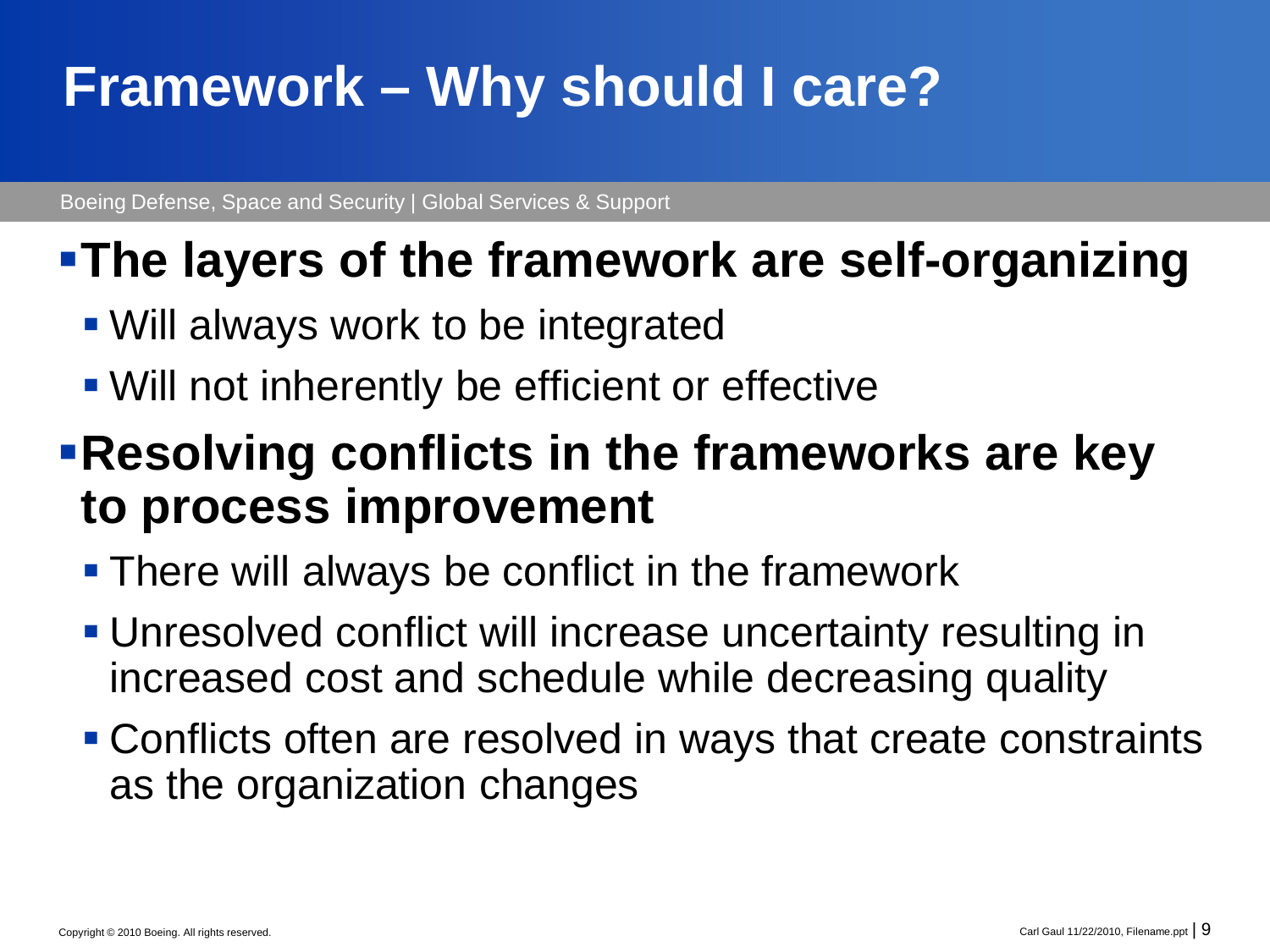# Framework – Why should I care?

- **The layers of the framework are self-organizing**
  - Will always work to be integrated
  - Will not inherently be efficient or effective
- **Resolving conflicts in the frameworks are key to process improvement**
  - There will always be conflict in the framework
  - Unresolved conflict will increase uncertainty resulting in increased cost and schedule while decreasing quality
  - Conflicts often are resolved in ways that create constraints as the organization changes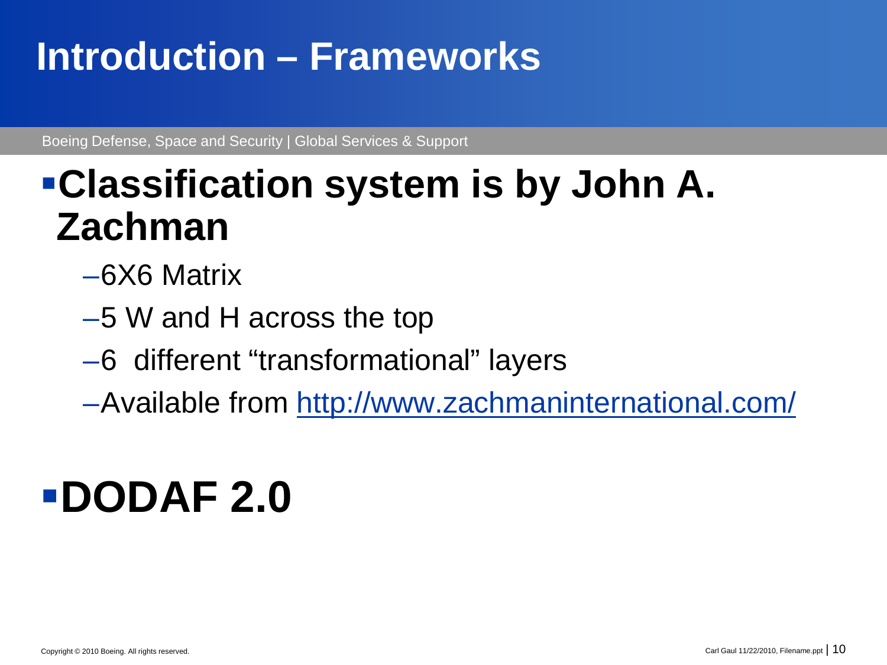# Introduction – Frameworks

- **Classification system is by John A. Zachman**
  - 6X6 Matrix
  - 5 W and H across the top
  - 6 different "transformational" layers
  - Available from [http://www.zachmaninternational.com/](http://www.zachmaninternational.com/)
- **DODAF 2.0**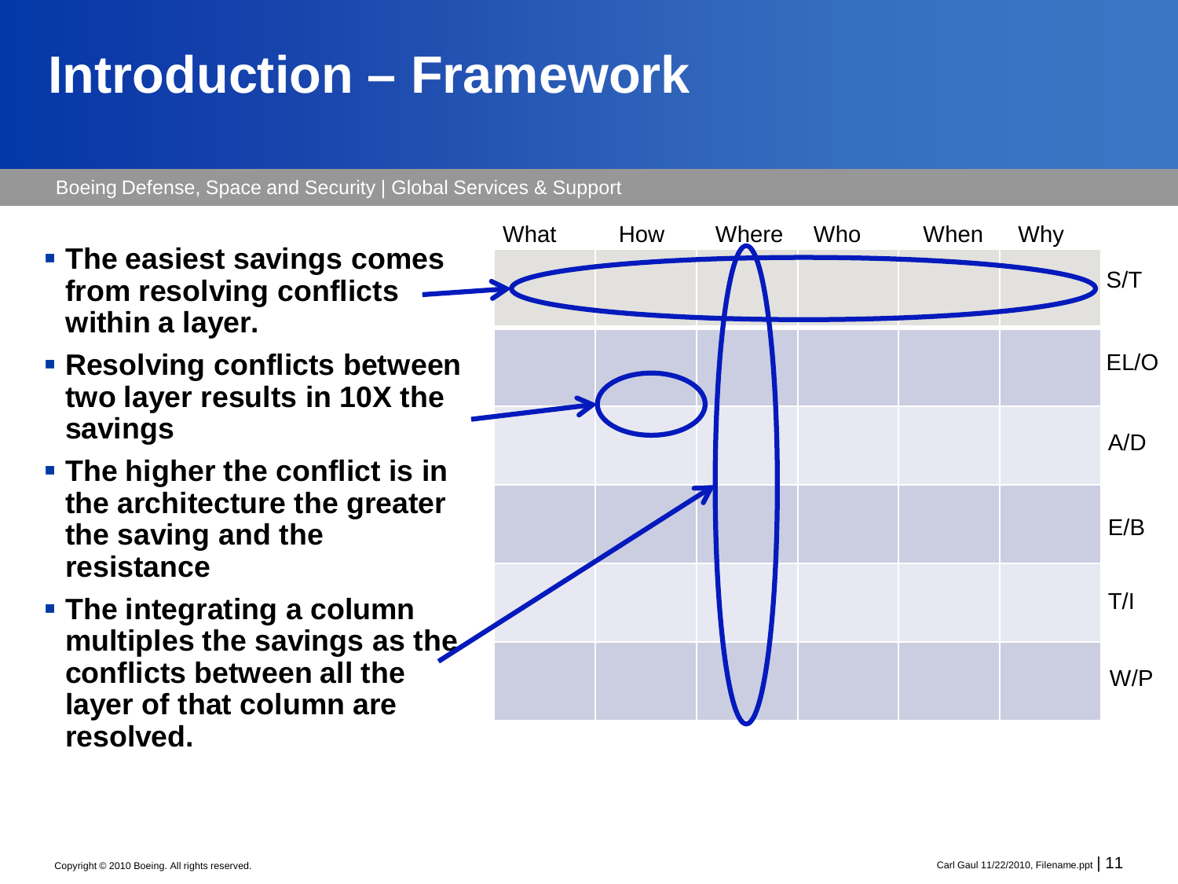# Introduction – Framework

Boeing Defense, Space and Security | Global Services & Support

- **The easiest savings comes from resolving conflicts within a layer.**
- **Resolving conflicts between two layer results in 10X the savings**
- **The higher the conflict is in the architecture the greater the saving and the resistance**
- **The integrating a column multiples the savings as the conflicts between all the layer of that column are resolved.**

| What | How | Where | Who | When | Why | |
|---|---|---|---|---|---|---|
| | | | | | | S/T |
| | | | | | | EL/O |
| | | | | | | A/D |
| | | | | | | E/B |
| | | | | | | T/I |
| | | | | | | W/P |

Copyright © 2010 Boeing. All rights reserved.

Carl Gaul 11/22/2010, Filename.ppt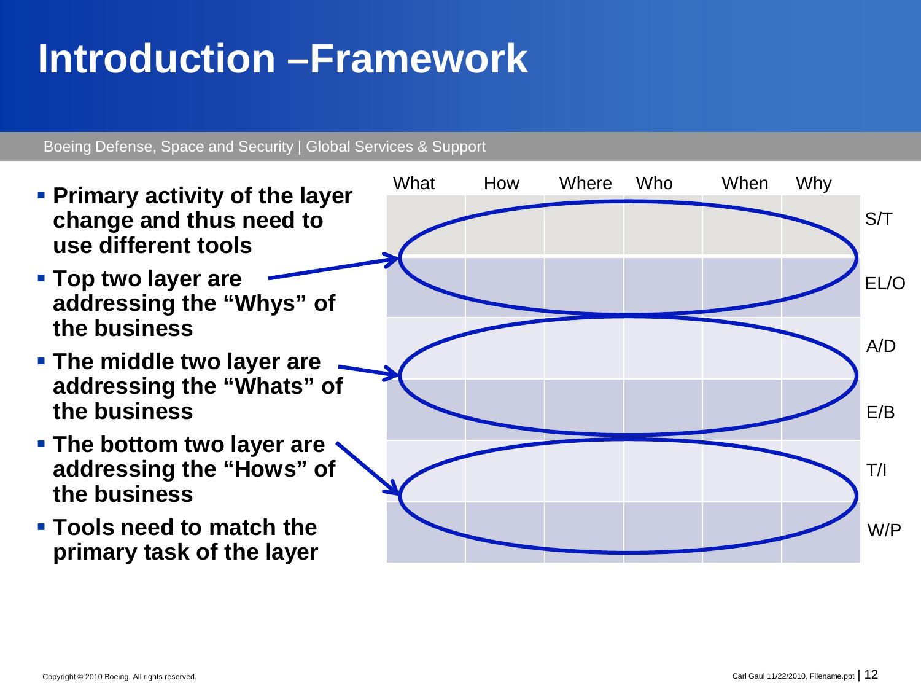# Introduction –Framework

Boeing Defense, Space and Security | Global Services & Support

- **Primary activity of the layer change and thus need to use different tools**
- **Top two layer are addressing the "Whys" of the business**
- **The middle two layer are addressing the "Whats" of the business**
- **The bottom two layer are addressing the "Hows" of the business**
- **Tools need to match the primary task of the layer**

| What | How | Where | Who | When | Why | |
|---|---|---|---|---|---|---|
| | | | | | | S/T |
| | | | | | | EL/O |
| | | | | | | A/D |
| | | | | | | E/B |
| | | | | | | T/I |
| | | | | | | W/P |

Copyright © 2010 Boeing. All rights reserved.

Carl Gaul 11/22/2010, Filename.ppt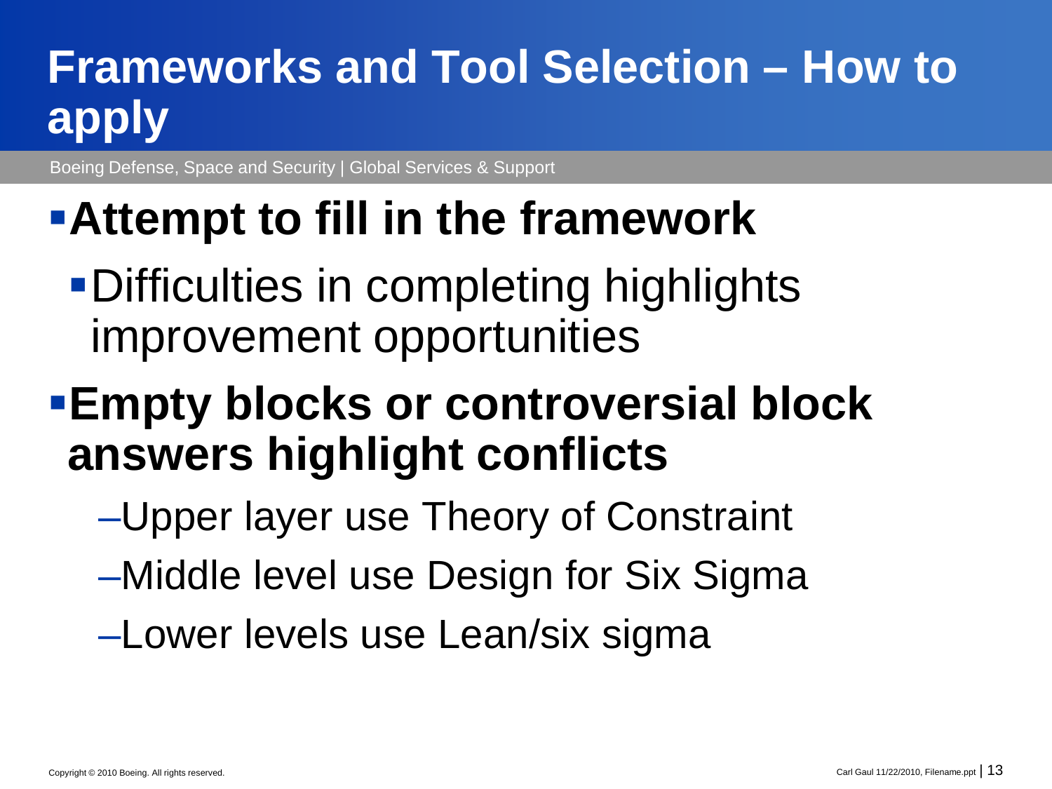# Frameworks and Tool Selection – How to apply

- **Attempt to fill in the framework**
  - Difficulties in completing highlights improvement opportunities
- **Empty blocks or controversial block answers highlight conflicts**
  - Upper layer use Theory of Constraint
  - Middle level use Design for Six Sigma
  - Lower levels use Lean/six sigma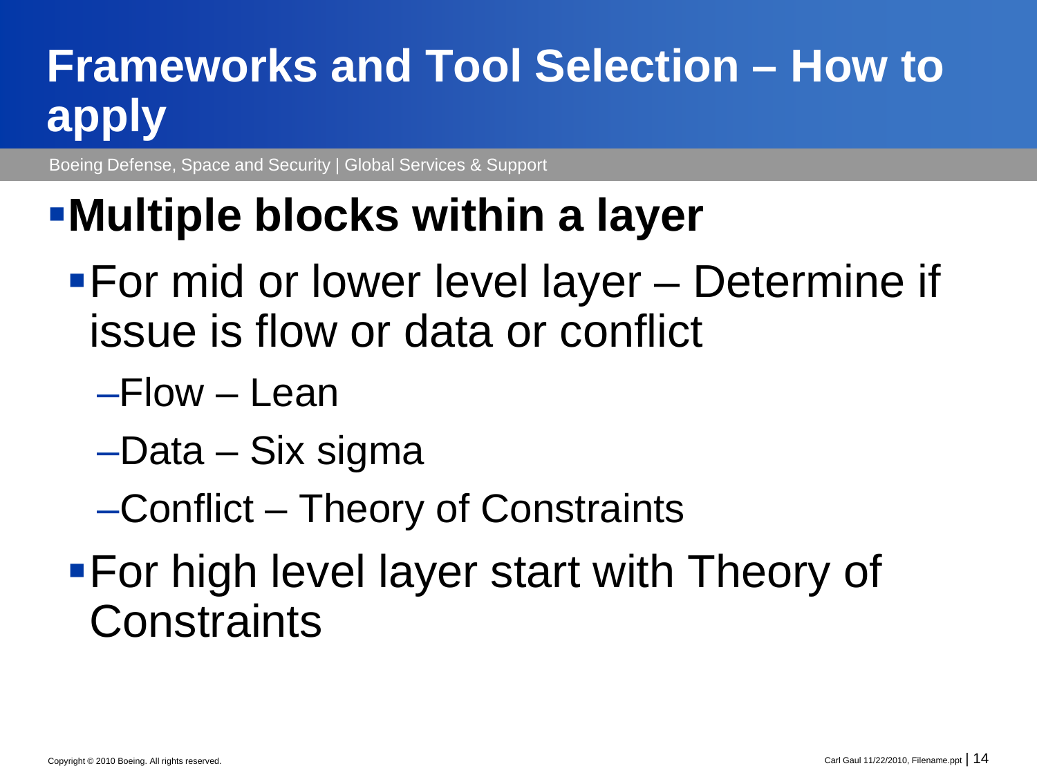# Frameworks and Tool Selection – How to apply

Boeing Defense, Space and Security | Global Services & Support

- **Multiple blocks within a layer**
  - For mid or lower level layer – Determine if issue is flow or data or conflict
    - Flow – Lean
    - Data – Six sigma
    - Conflict – Theory of Constraints
  - For high level layer start with Theory of Constraints

Copyright © 2010 Boeing. All rights reserved.

Carl Gaul 11/22/2010, Filename.ppt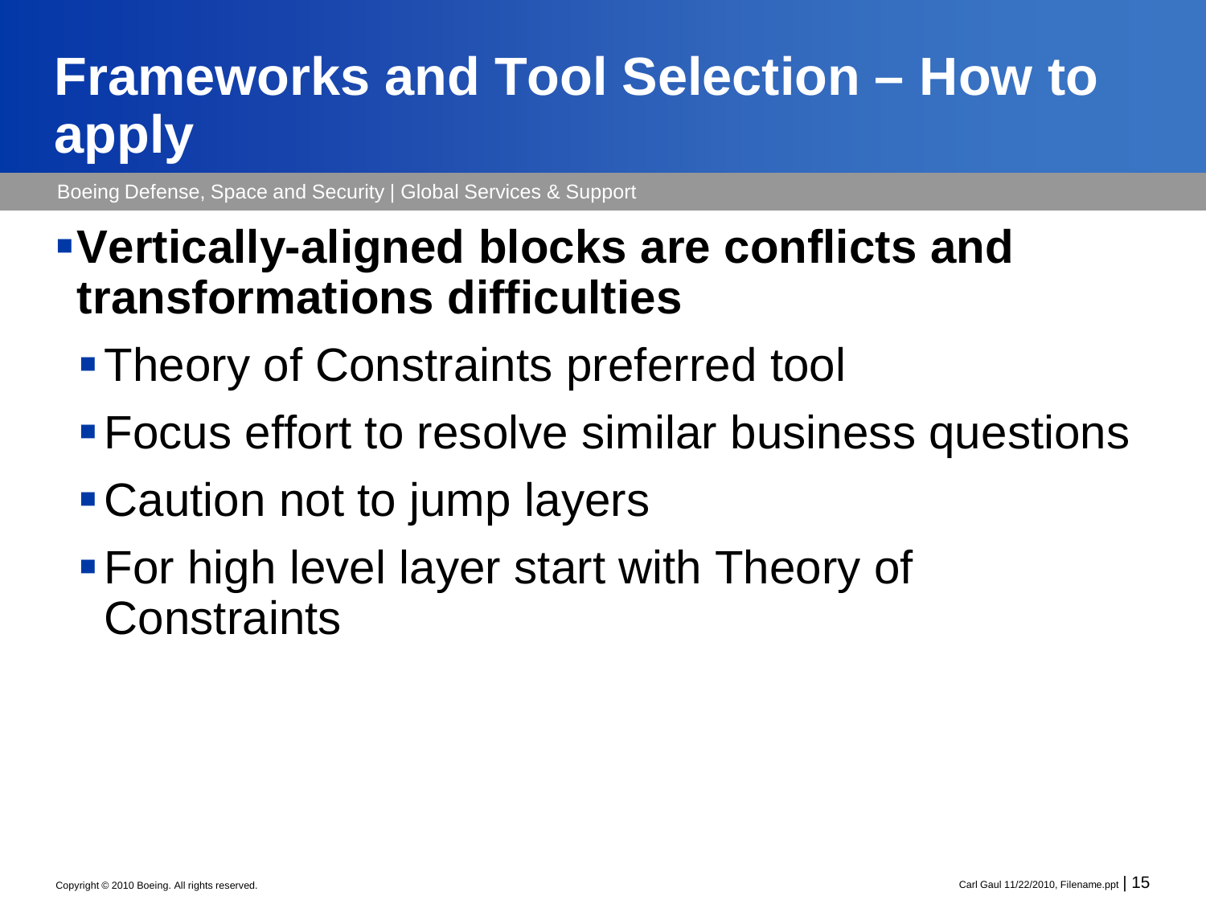# Frameworks and Tool Selection – How to apply

Boeing Defense, Space and Security | Global Services & Support

- **Vertically-aligned blocks are conflicts and transformations difficulties**
  - Theory of Constraints preferred tool
  - Focus effort to resolve similar business questions
  - Caution not to jump layers
  - For high level layer start with Theory of Constraints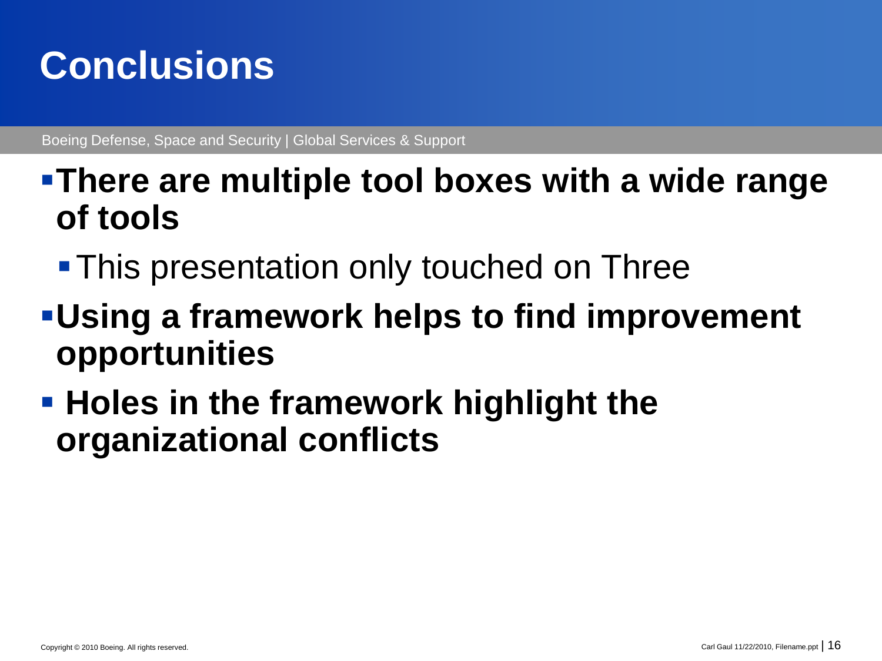# Conclusions

Boeing Defense, Space and Security | Global Services & Support

- **There are multiple tool boxes with a wide range of tools**
  - This presentation only touched on Three
- **Using a framework helps to find improvement opportunities**
- **Holes in the framework highlight the organizational conflicts**

Copyright © 2010 Boeing. All rights reserved.

Carl Gaul 11/22/2010, Filename.ppt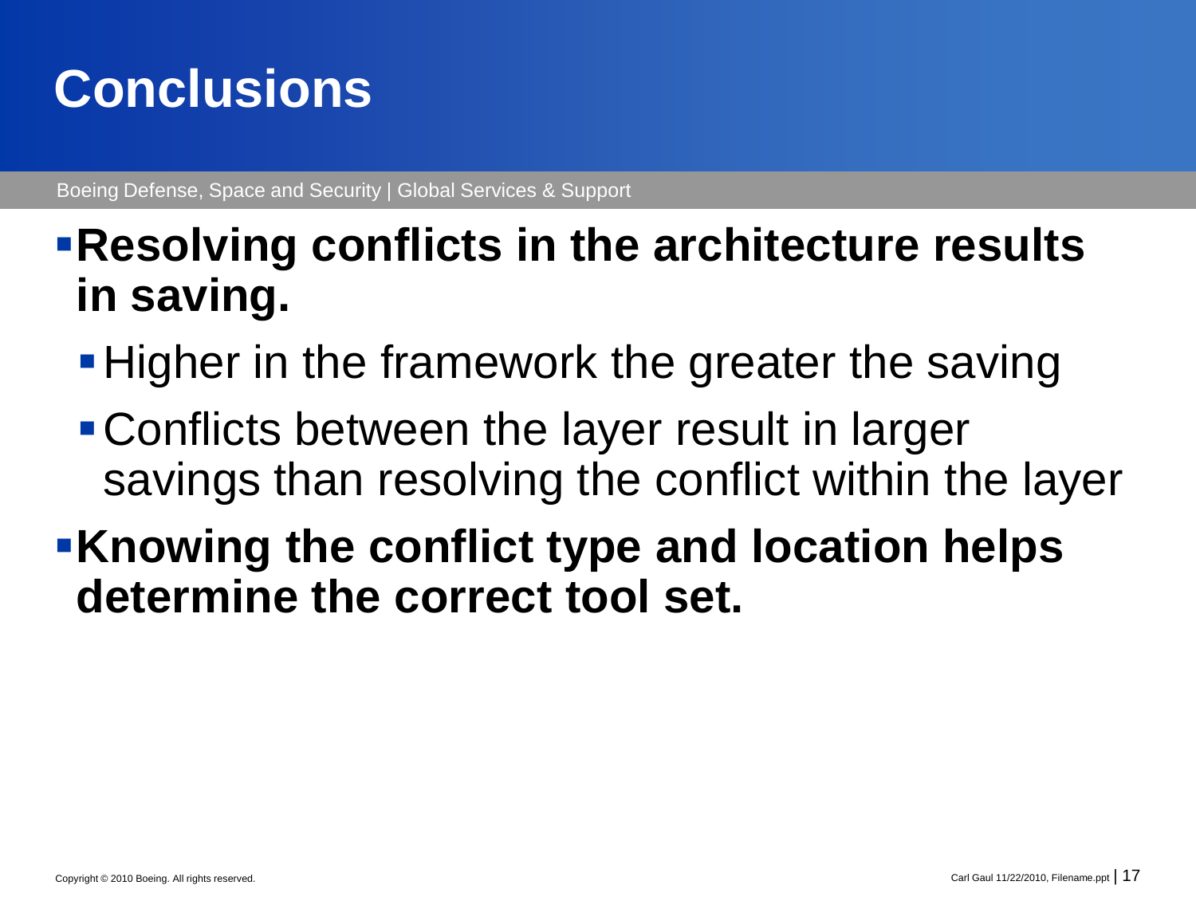# Conclusions

Boeing Defense, Space and Security | Global Services & Support

- **Resolving conflicts in the architecture results in saving.**
  - Higher in the framework the greater the saving
  - Conflicts between the layer result in larger savings than resolving the conflict within the layer
- **Knowing the conflict type and location helps determine the correct tool set.**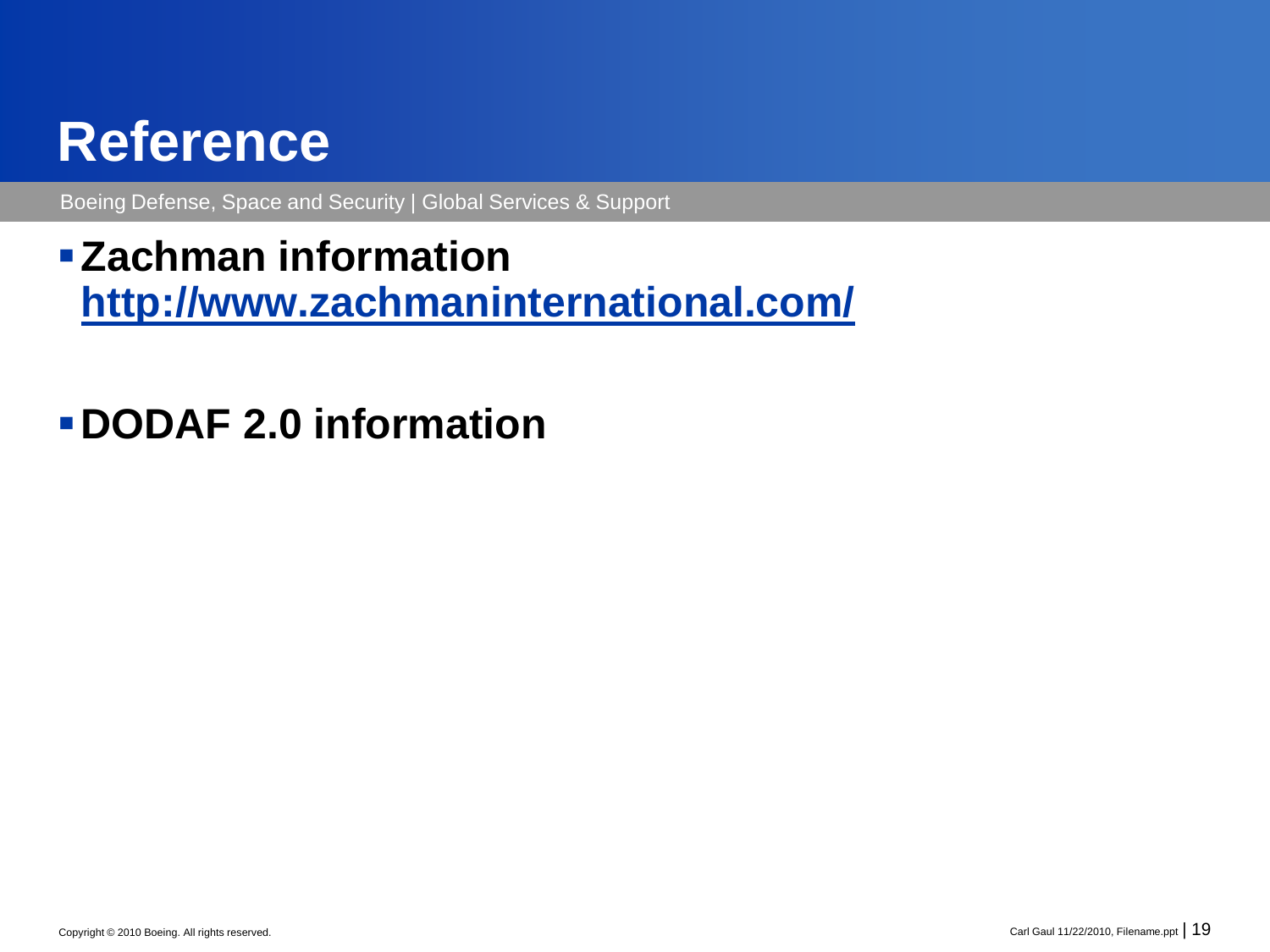# Reference

Boeing Defense, Space and Security | Global Services & Support

- **Zachman information** **http://www.zachmaninternational.com/**
- **DODAF 2.0 information**